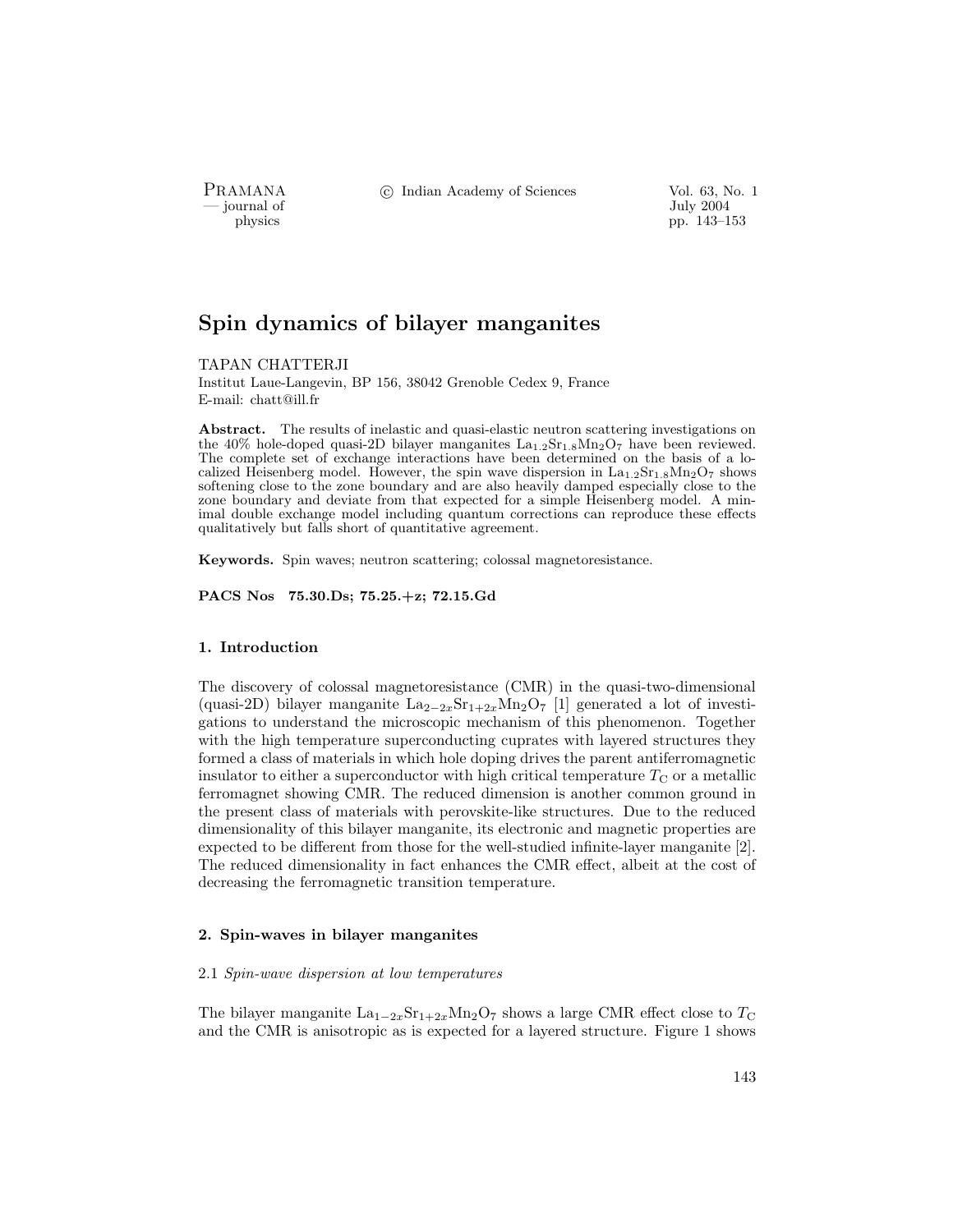# Spin dynamics of bilayer manganites

TAPAN CHATTERJI

Institut Laue-Langevin, BP 156, 38042 Grenoble Cedex 9, France

E-mail: chatt@ill.fr

**Abstract.** The results of inelastic and quasi-elastic neutron scattering investigations on the 40% hole-doped quasi-2D bilayer manganites $La_{1.2}Sr_{1.8}Mn_2O_7$ have been reviewed. The complete set of exchange interactions have been determined on the basis of a localized Heisenberg model. However, the spin wave dispersion in $La_{1.2}Sr_{1.8}Mn_2O_7$ shows softening close to the zone boundary and are also heavily damped especially close to the zone boundary and deviate from that expected for a simple Heisenberg model. A minimal double exchange model including quantum corrections can reproduce these effects qualitatively but falls short of quantitative agreement.

**Keywords.** Spin waves; neutron scattering; colossal magnetoresistance.

**PACS Nos 75.30.Ds; 75.25.+z; 72.15.Gd**

## 1. Introduction

The discovery of colossal magnetoresistance (CMR) in the quasi-two-dimensional (quasi-2D) bilayer manganite $La_{2-2x}Sr_{1+2x}Mn_2O_7$ [1] generated a lot of investigations to understand the microscopic mechanism of this phenomenon. Together with the high temperature superconducting cuprates with layered structures they formed a class of materials in which hole doping drives the parent antiferromagnetic insulator to either a superconductor with high critical temperature $T_C$ or a metallic ferromagnet showing CMR. The reduced dimension is another common ground in the present class of materials with perovskite-like structures. Due to the reduced dimensionality of this bilayer manganite, its electronic and magnetic properties are expected to be different from those for the well-studied infinite-layer manganite [2]. The reduced dimensionality in fact enhances the CMR effect, albeit at the cost of decreasing the ferromagnetic transition temperature.

## 2. Spin-waves in bilayer manganites

### 2.1 *Spin-wave dispersion at low temperatures*

The bilayer manganite $La_{1-2x}Sr_{1+2x}Mn_2O_7$ shows a large CMR effect close to $T_C$ and the CMR is anisotropic as is expected for a layered structure. Figure 1 shows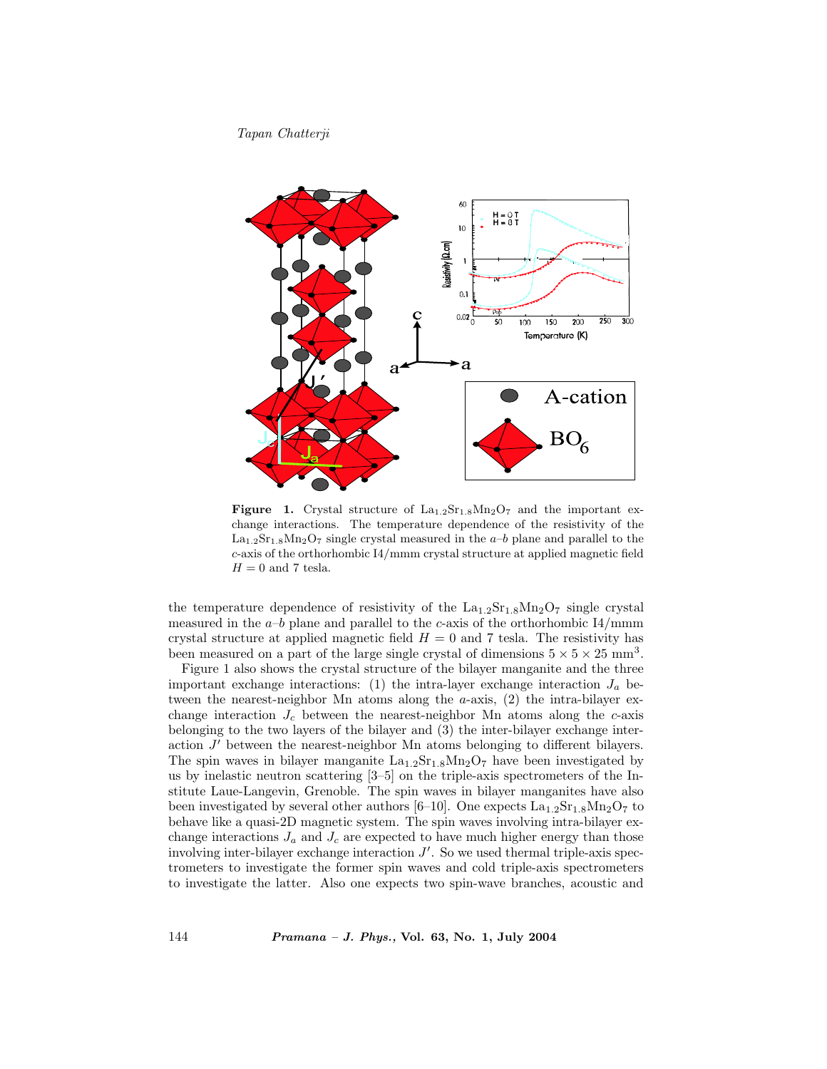**Figure 1.** Crystal structure of $La_{1.2}Sr_{1.8}Mn_2O_7$ and the important exchange interactions. The temperature dependence of the resistivity of the $La_{1.2}Sr_{1.8}Mn_2O_7$ single crystal measured in the $a$–$b$ plane and parallel to the $c$-axis of the orthorhombic I4/mmm crystal structure at applied magnetic field $H = 0$ and 7 tesla.

the temperature dependence of resistivity of the $La_{1.2}Sr_{1.8}Mn_2O_7$ single crystal measured in the $a$–$b$ plane and parallel to the $c$-axis of the orthorhombic I4/mmm crystal structure at applied magnetic field $H = 0$ and 7 tesla. The resistivity has been measured on a part of the large single crystal of dimensions $5 \times 5 \times 25$ mm$^3$.

Figure 1 also shows the crystal structure of the bilayer manganite and the three important exchange interactions: (1) the intra-layer exchange interaction $J_a$ between the nearest-neighbor Mn atoms along the $a$-axis, (2) the intra-bilayer exchange interaction $J_c$ between the nearest-neighbor Mn atoms along the $c$-axis belonging to the two layers of the bilayer and (3) the inter-bilayer exchange interaction $J'$ between the nearest-neighbor Mn atoms belonging to different bilayers. The spin waves in bilayer manganite $La_{1.2}Sr_{1.8}Mn_2O_7$ have been investigated by us by inelastic neutron scattering [3–5] on the triple-axis spectrometers of the Institute Laue-Langevin, Grenoble. The spin waves in bilayer manganites have also been investigated by several other authors [6–10]. One expects $La_{1.2}Sr_{1.8}Mn_2O_7$ to behave like a quasi-2D magnetic system. The spin waves involving intra-bilayer exchange interactions $J_a$ and $J_c$ are expected to have much higher energy than those involving inter-bilayer exchange interaction $J'$. So we used thermal triple-axis spectrometers to investigate the former spin waves and cold triple-axis spectrometers to investigate the latter. Also one expects two spin-wave branches, acoustic and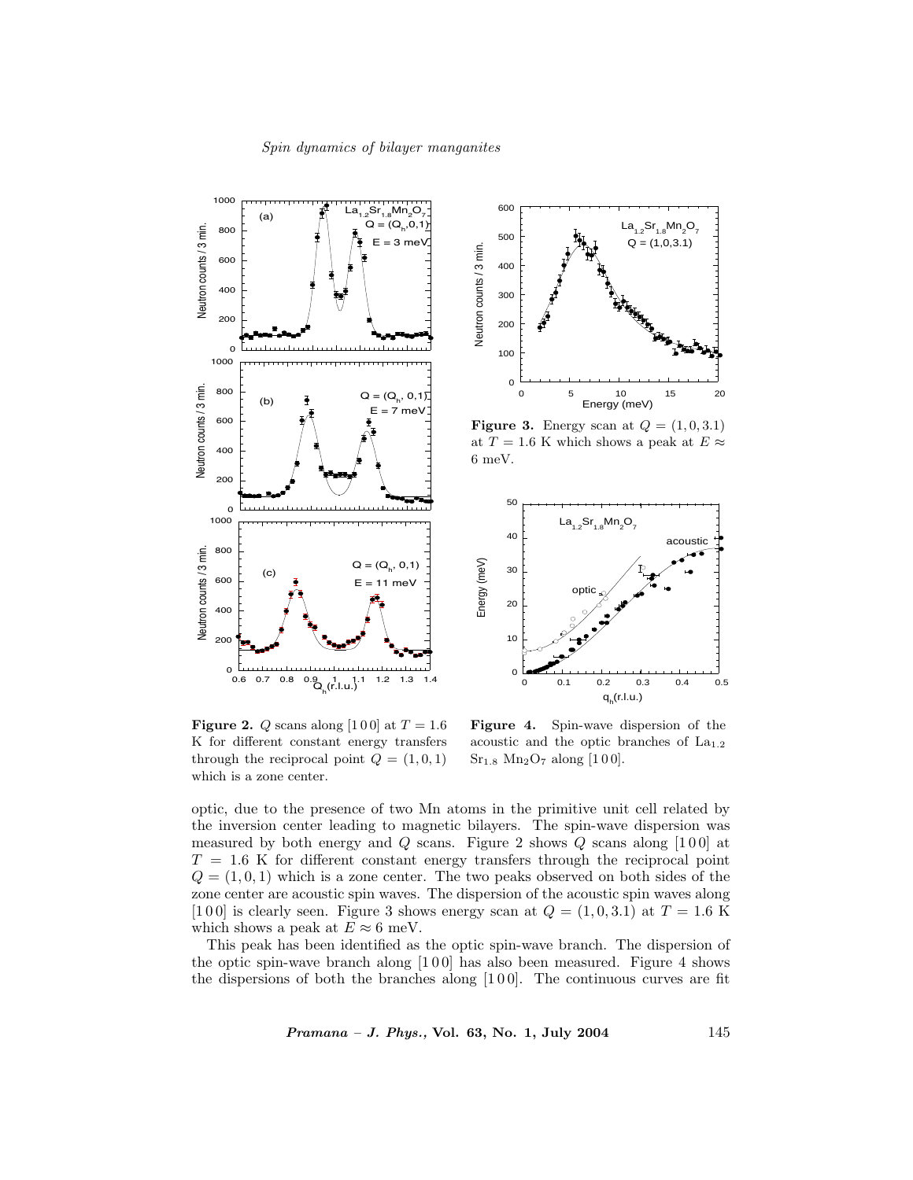**Figure 2.** $Q$ scans along [1 0 0] at $T = 1.6$ K for different constant energy transfers through the reciprocal point $Q = (1, 0, 1)$ which is a zone center.

**Figure 3.** Energy scan at $Q = (1, 0, 3.1)$ at $T = 1.6$ K which shows a peak at $E \approx 6$ meV.

**Figure 4.** Spin-wave dispersion of the acoustic and the optic branches of $La_{1.2}$ $Sr_{1.8}$ $Mn_2O_7$ along [1 0 0].

optic, due to the presence of two Mn atoms in the primitive unit cell related by the inversion center leading to magnetic bilayers. The spin-wave dispersion was measured by both energy and $Q$ scans. Figure 2 shows $Q$ scans along [1 0 0] at $T = 1.6$ K for different constant energy transfers through the reciprocal point $Q = (1, 0, 1)$ which is a zone center. The two peaks observed on both sides of the zone center are acoustic spin waves. The dispersion of the acoustic spin waves along [1 0 0] is clearly seen. Figure 3 shows energy scan at $Q = (1, 0, 3.1)$ at $T = 1.6$ K which shows a peak at $E \approx 6$ meV.

This peak has been identified as the optic spin-wave branch. The dispersion of the optic spin-wave branch along [1 0 0] has also been measured. Figure 4 shows the dispersions of both the branches along [1 0 0]. The continuous curves are fit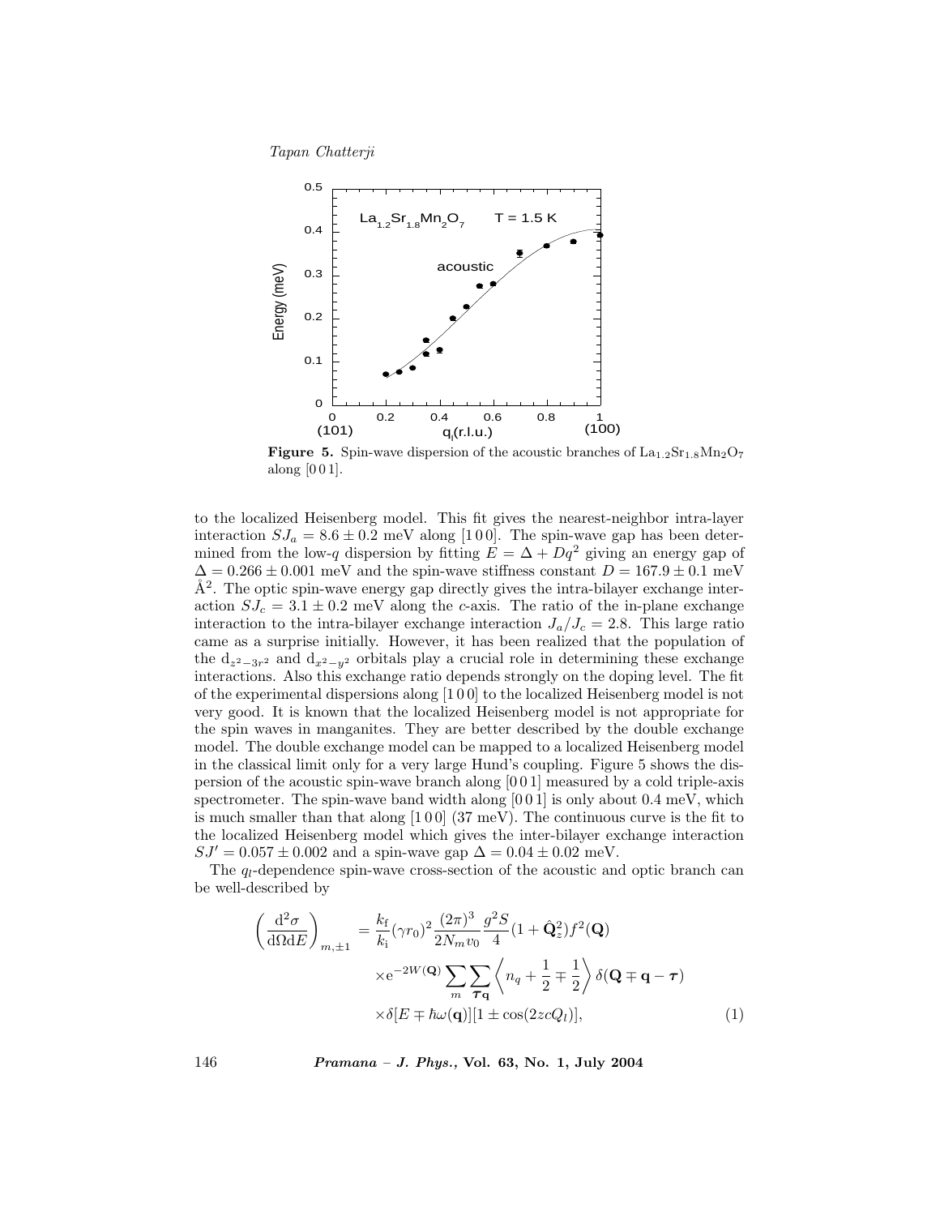**Figure 5.** Spin-wave dispersion of the acoustic branches of $La_{1.2}Sr_{1.8}Mn_2O_7$ along [0 0 1].

to the localized Heisenberg model. This fit gives the nearest-neighbor intra-layer interaction $SJ_a = 8.6 \pm 0.2$ meV along [1 0 0]. The spin-wave gap has been determined from the low-$q$ dispersion by fitting $E = \Delta + Dq^2$ giving an energy gap of $\Delta = 0.266 \pm 0.001$ meV and the spin-wave stiffness constant $D = 167.9 \pm 0.1$ meV $\text{Å}^2$. The optic spin-wave energy gap directly gives the intra-bilayer exchange interaction $SJ_c = 3.1 \pm 0.2$ meV along the $c$-axis. The ratio of the in-plane exchange interaction to the intra-bilayer exchange interaction $J_a/J_c = 2.8$. This large ratio came as a surprise initially. However, it has been realized that the population of the $d_{z^2-3r^2}$ and $d_{x^2-y^2}$ orbitals play a crucial role in determining these exchange interactions. Also this exchange ratio depends strongly on the doping level. The fit of the experimental dispersions along [1 0 0] to the localized Heisenberg model is not very good. It is known that the localized Heisenberg model is not appropriate for the spin waves in manganites. They are better described by the double exchange model. The double exchange model can be mapped to a localized Heisenberg model in the classical limit only for a very large Hund's coupling. Figure 5 shows the dispersion of the acoustic spin-wave branch along [0 0 1] measured by a cold triple-axis spectrometer. The spin-wave band width along [0 0 1] is only about 0.4 meV, which is much smaller than that along [1 0 0] (37 meV). The continuous curve is the fit to the localized Heisenberg model which gives the inter-bilayer exchange interaction $SJ' = 0.057 \pm 0.002$ and a spin-wave gap $\Delta = 0.04 \pm 0.02$ meV.

The $q_l$-dependence spin-wave cross-section of the acoustic and optic branch can be well-described by

$$\left(\frac{\mathrm{d}^2\sigma}{\mathrm{d}\Omega \mathrm{d}E}\right)_{m,\pm 1} = \frac{k_\mathrm{f}}{k_\mathrm{i}}(\gamma r_0)^2 \frac{(2\pi)^3}{2N_m v_0}\frac{g^2 S}{4}(1+\hat{\mathbf{Q}}_z^2)f^2(\mathbf{Q}) \times \mathrm{e}^{-2W(\mathbf{Q})}\sum_m \sum_{\boldsymbol{\tau}\mathbf{q}} \left\langle n_q + \frac{1}{2} \mp \frac{1}{2}\right\rangle \delta(\mathbf{Q} \mp \mathbf{q} - \boldsymbol{\tau}) \times \delta[E \mp \hbar\omega(\mathbf{q})][1 \pm \cos(2zcQ_l)], \tag{1}$$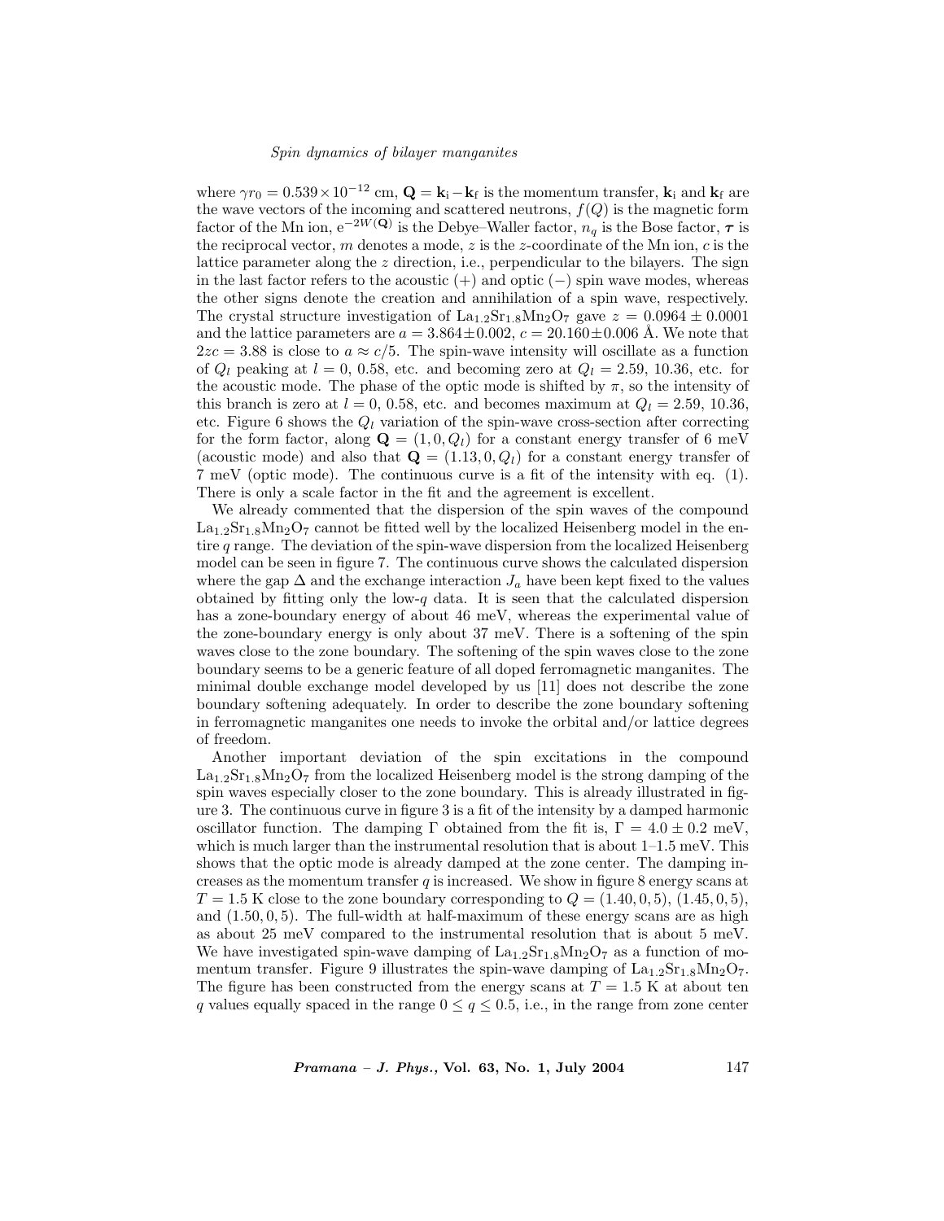where $\gamma r_0 = 0.539 \times 10^{-12}$ cm, $\mathbf{Q} = \mathbf{k}_\mathrm{i} - \mathbf{k}_\mathrm{f}$ is the momentum transfer, $\mathbf{k}_\mathrm{i}$ and $\mathbf{k}_\mathrm{f}$ are the wave vectors of the incoming and scattered neutrons, $f(Q)$ is the magnetic form factor of the Mn ion, $\mathrm{e}^{-2W(\mathbf{Q})}$ is the Debye–Waller factor, $n_q$ is the Bose factor, $\boldsymbol{\tau}$ is the reciprocal vector, $m$ denotes a mode, $z$ is the $z$-coordinate of the Mn ion, $c$ is the lattice parameter along the $z$ direction, i.e., perpendicular to the bilayers. The sign in the last factor refers to the acoustic (+) and optic (−) spin wave modes, whereas the other signs denote the creation and annihilation of a spin wave, respectively. The crystal structure investigation of $La_{1.2}Sr_{1.8}Mn_2O_7$ gave $z = 0.0964 \pm 0.0001$ and the lattice parameters are $a = 3.864 \pm 0.002$, $c = 20.160 \pm 0.006$ Å. We note that $2zc = 3.88$ is close to $a \approx c/5$. The spin-wave intensity will oscillate as a function of $Q_l$ peaking at $l = 0$, 0.58, etc. and becoming zero at $Q_l = 2.59$, 10.36, etc. for the acoustic mode. The phase of the optic mode is shifted by $\pi$, so the intensity of this branch is zero at $l = 0$, 0.58, etc. and becomes maximum at $Q_l = 2.59$, 10.36, etc. Figure 6 shows the $Q_l$ variation of the spin-wave cross-section after correcting for the form factor, along $\mathbf{Q} = (1, 0, Q_l)$ for a constant energy transfer of 6 meV (acoustic mode) and also that $\mathbf{Q} = (1.13, 0, Q_l)$ for a constant energy transfer of 7 meV (optic mode). The continuous curve is a fit of the intensity with eq. (1). There is only a scale factor in the fit and the agreement is excellent.

We already commented that the dispersion of the spin waves of the compound $La_{1.2}Sr_{1.8}Mn_2O_7$ cannot be fitted well by the localized Heisenberg model in the entire $q$ range. The deviation of the spin-wave dispersion from the localized Heisenberg model can be seen in figure 7. The continuous curve shows the calculated dispersion where the gap $\Delta$ and the exchange interaction $J_a$ have been kept fixed to the values obtained by fitting only the low-$q$ data. It is seen that the calculated dispersion has a zone-boundary energy of about 46 meV, whereas the experimental value of the zone-boundary energy is only about 37 meV. There is a softening of the spin waves close to the zone boundary. The softening of the spin waves close to the zone boundary seems to be a generic feature of all doped ferromagnetic manganites. The minimal double exchange model developed by us [11] does not describe the zone boundary softening adequately. In order to describe the zone boundary softening in ferromagnetic manganites one needs to invoke the orbital and/or lattice degrees of freedom.

Another important deviation of the spin excitations in the compound $La_{1.2}Sr_{1.8}Mn_2O_7$ from the localized Heisenberg model is the strong damping of the spin waves especially closer to the zone boundary. This is already illustrated in figure 3. The continuous curve in figure 3 is a fit of the intensity by a damped harmonic oscillator function. The damping $\Gamma$ obtained from the fit is, $\Gamma = 4.0 \pm 0.2$ meV, which is much larger than the instrumental resolution that is about 1–1.5 meV. This shows that the optic mode is already damped at the zone center. The damping increases as the momentum transfer $q$ is increased. We show in figure 8 energy scans at $T = 1.5$ K close to the zone boundary corresponding to $Q = (1.40, 0, 5)$, $(1.45, 0, 5)$, and $(1.50, 0, 5)$. The full-width at half-maximum of these energy scans are as high as about 25 meV compared to the instrumental resolution that is about 5 meV. We have investigated spin-wave damping of $La_{1.2}Sr_{1.8}Mn_2O_7$ as a function of momentum transfer. Figure 9 illustrates the spin-wave damping of $La_{1.2}Sr_{1.8}Mn_2O_7$. The figure has been constructed from the energy scans at $T = 1.5$ K at about ten $q$ values equally spaced in the range $0 \leq q \leq 0.5$, i.e., in the range from zone center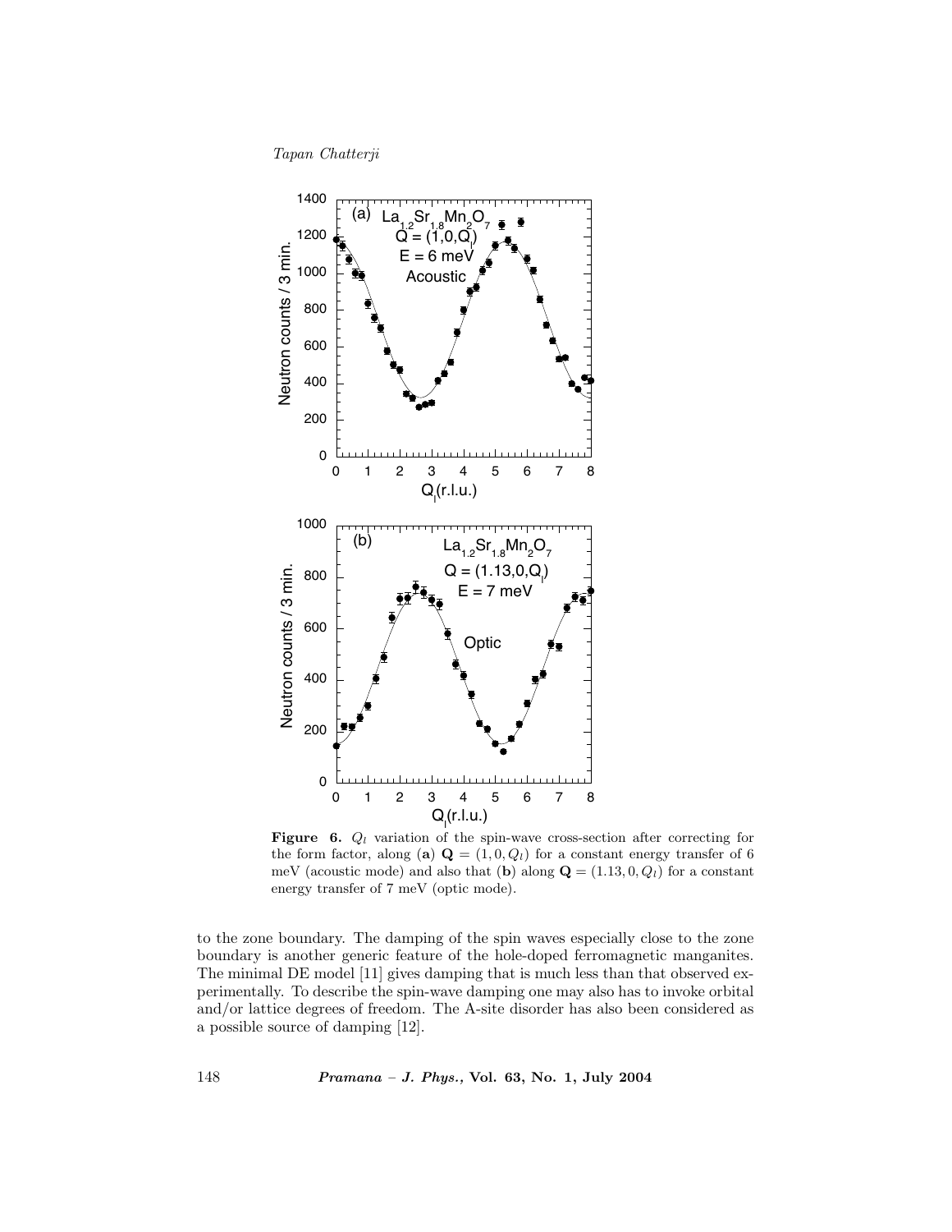**Figure 6.** $Q_l$ variation of the spin-wave cross-section after correcting for the form factor, along (**a**) $\mathbf{Q} = (1, 0, Q_l)$ for a constant energy transfer of 6 meV (acoustic mode) and also that (**b**) along $\mathbf{Q} = (1.13, 0, Q_l)$ for a constant energy transfer of 7 meV (optic mode).

to the zone boundary. The damping of the spin waves especially close to the zone boundary is another generic feature of the hole-doped ferromagnetic manganites. The minimal DE model [11] gives damping that is much less than that observed experimentally. To describe the spin-wave damping one may also has to invoke orbital and/or lattice degrees of freedom. The A-site disorder has also been considered as a possible source of damping [12].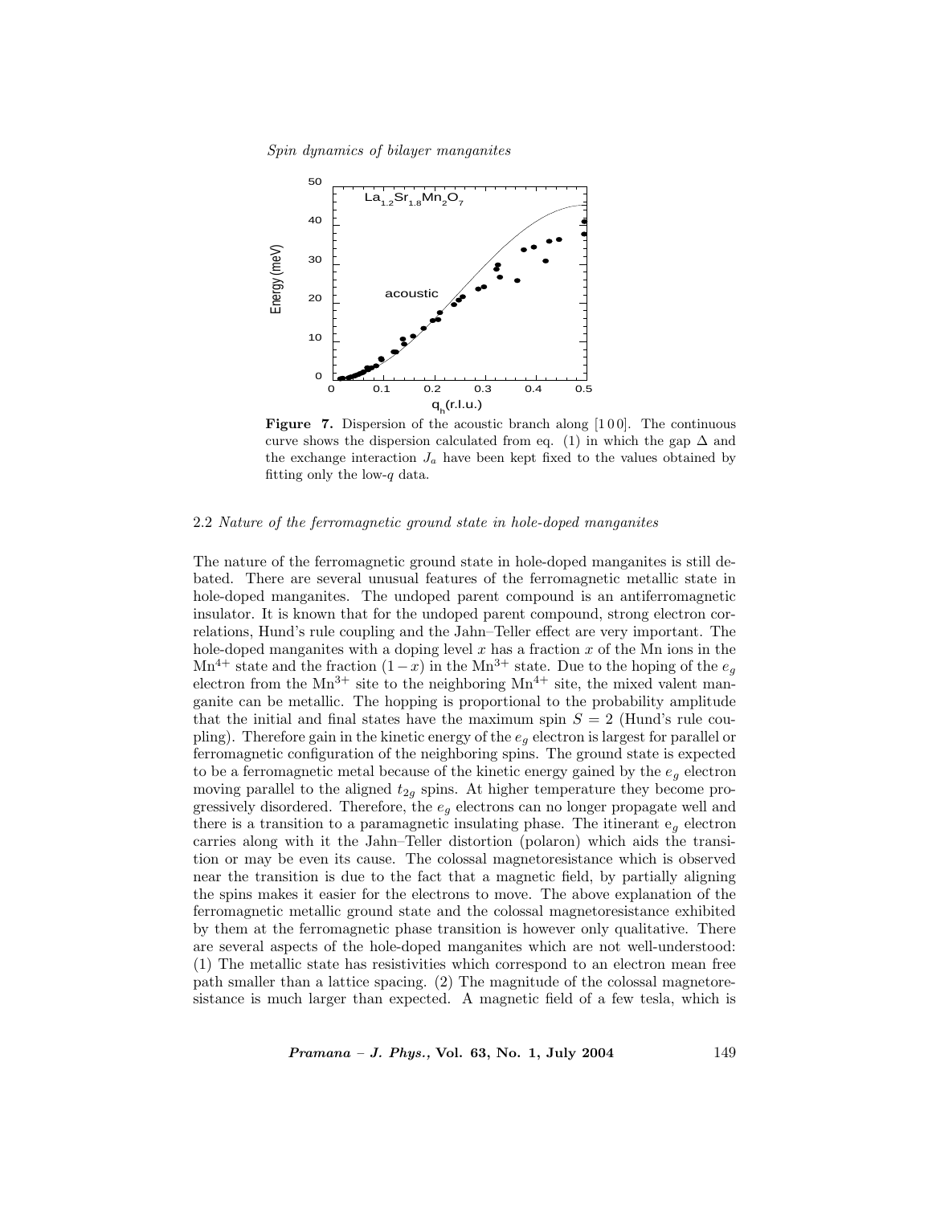**Figure 7.** Dispersion of the acoustic branch along [1 0 0]. The continuous curve shows the dispersion calculated from eq. (1) in which the gap $\Delta$ and the exchange interaction $J_a$ have been kept fixed to the values obtained by fitting only the low-$q$ data.

### 2.2 *Nature of the ferromagnetic ground state in hole-doped manganites*

The nature of the ferromagnetic ground state in hole-doped manganites is still debated. There are several unusual features of the ferromagnetic metallic state in hole-doped manganites. The undoped parent compound is an antiferromagnetic insulator. It is known that for the undoped parent compound, strong electron correlations, Hund's rule coupling and the Jahn–Teller effect are very important. The hole-doped manganites with a doping level $x$ has a fraction $x$ of the Mn ions in the $Mn^{4+}$ state and the fraction $(1-x)$ in the $Mn^{3+}$ state. Due to the hoping of the $e_g$ electron from the $Mn^{3+}$ site to the neighboring $Mn^{4+}$ site, the mixed valent manganite can be metallic. The hopping is proportional to the probability amplitude that the initial and final states have the maximum spin $S = 2$ (Hund's rule coupling). Therefore gain in the kinetic energy of the $e_g$ electron is largest for parallel or ferromagnetic configuration of the neighboring spins. The ground state is expected to be a ferromagnetic metal because of the kinetic energy gained by the $e_g$ electron moving parallel to the aligned $t_{2g}$ spins. At higher temperature they become progressively disordered. Therefore, the $e_g$ electrons can no longer propagate well and there is a transition to a paramagnetic insulating phase. The itinerant $e_g$ electron carries along with it the Jahn–Teller distortion (polaron) which aids the transition or may be even its cause. The colossal magnetoresistance which is observed near the transition is due to the fact that a magnetic field, by partially aligning the spins makes it easier for the electrons to move. The above explanation of the ferromagnetic metallic ground state and the colossal magnetoresistance exhibited by them at the ferromagnetic phase transition is however only qualitative. There are several aspects of the hole-doped manganites which are not well-understood: (1) The metallic state has resistivities which correspond to an electron mean free path smaller than a lattice spacing. (2) The magnitude of the colossal magnetoresistance is much larger than expected. A magnetic field of a few tesla, which is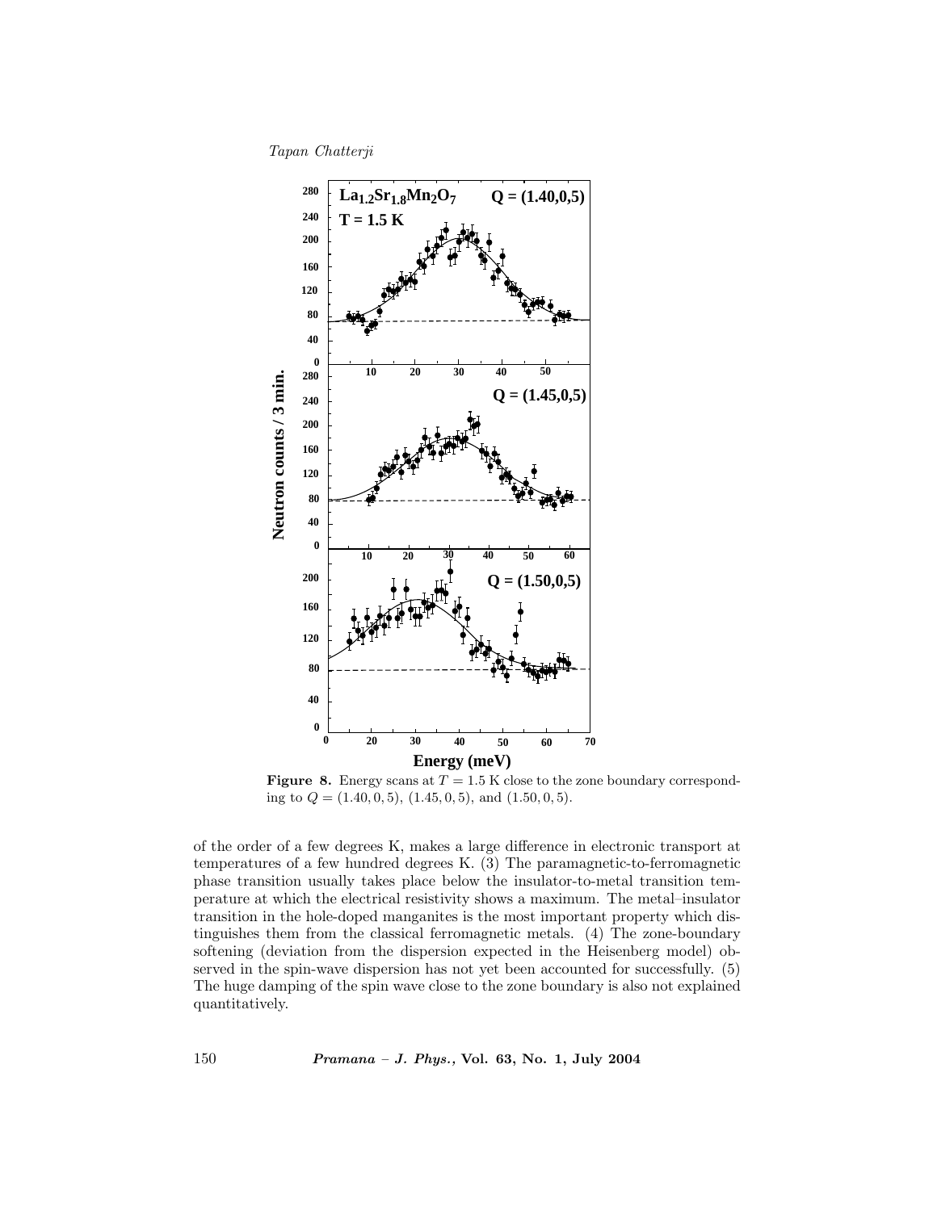**Figure 8.** Energy scans at $T = 1.5$ K close to the zone boundary corresponding to $Q = (1.40, 0, 5)$, $(1.45, 0, 5)$, and $(1.50, 0, 5)$.

of the order of a few degrees K, makes a large difference in electronic transport at temperatures of a few hundred degrees K. (3) The paramagnetic-to-ferromagnetic phase transition usually takes place below the insulator-to-metal transition temperature at which the electrical resistivity shows a maximum. The metal–insulator transition in the hole-doped manganites is the most important property which distinguishes them from the classical ferromagnetic metals. (4) The zone-boundary softening (deviation from the dispersion expected in the Heisenberg model) observed in the spin-wave dispersion has not yet been accounted for successfully. (5) The huge damping of the spin wave close to the zone boundary is also not explained quantitatively.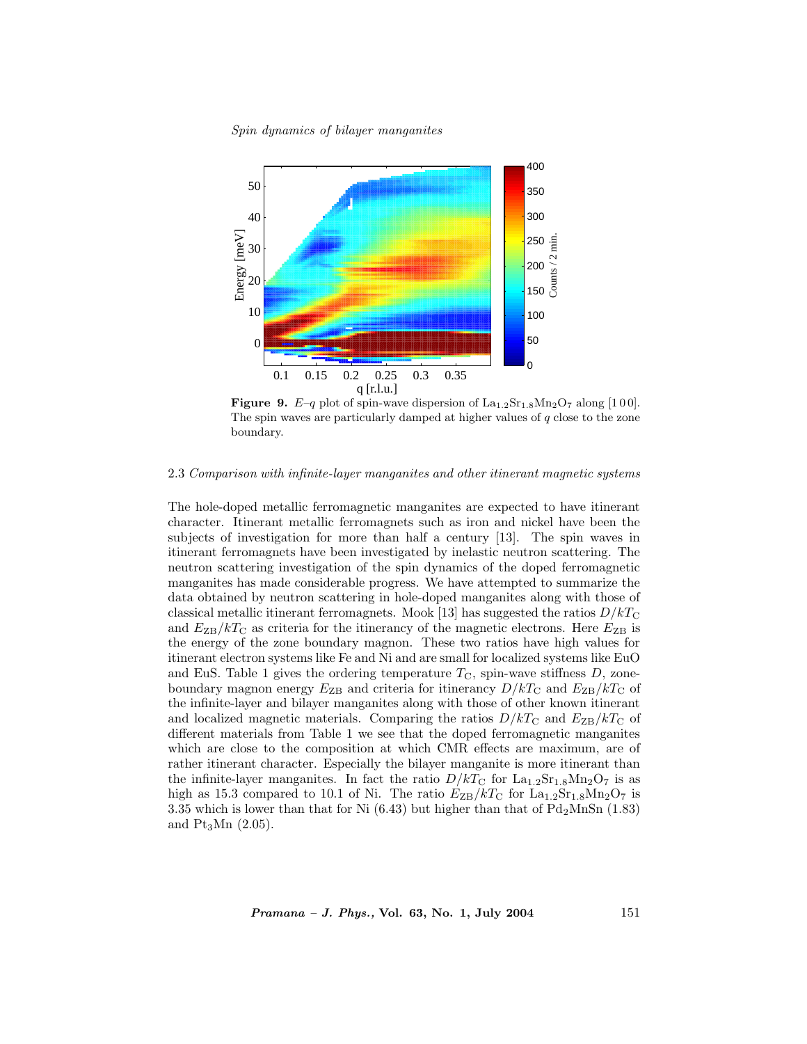**Figure 9.** $E$–$q$ plot of spin-wave dispersion of $La_{1.2}Sr_{1.8}Mn_2O_7$ along [1 0 0]. The spin waves are particularly damped at higher values of $q$ close to the zone boundary.

### 2.3 *Comparison with infinite-layer manganites and other itinerant magnetic systems*

The hole-doped metallic ferromagnetic manganites are expected to have itinerant character. Itinerant metallic ferromagnets such as iron and nickel have been the subjects of investigation for more than half a century [13]. The spin waves in itinerant ferromagnets have been investigated by inelastic neutron scattering. The neutron scattering investigation of the spin dynamics of the doped ferromagnetic manganites has made considerable progress. We have attempted to summarize the data obtained by neutron scattering in hole-doped manganites along with those of classical metallic itinerant ferromagnets. Mook [13] has suggested the ratios $D/kT_C$ and $E_{ZB}/kT_C$ as criteria for the itinerancy of the magnetic electrons. Here $E_{ZB}$ is the energy of the zone boundary magnon. These two ratios have high values for itinerant electron systems like Fe and Ni and are small for localized systems like EuO and EuS. Table 1 gives the ordering temperature $T_C$, spin-wave stiffness $D$, zone-boundary magnon energy $E_{ZB}$ and criteria for itinerancy $D/kT_C$ and $E_{ZB}/kT_C$ of the infinite-layer and bilayer manganites along with those of other known itinerant and localized magnetic materials. Comparing the ratios $D/kT_C$ and $E_{ZB}/kT_C$ of different materials from Table 1 we see that the doped ferromagnetic manganites which are close to the composition at which CMR effects are maximum, are of rather itinerant character. Especially the bilayer manganite is more itinerant than the infinite-layer manganites. In fact the ratio $D/kT_C$ for $La_{1.2}Sr_{1.8}Mn_2O_7$ is as high as 15.3 compared to 10.1 of Ni. The ratio $E_{ZB}/kT_C$ for $La_{1.2}Sr_{1.8}Mn_2O_7$ is 3.35 which is lower than that for Ni (6.43) but higher than that of $Pd_2MnSn$ (1.83) and $Pt_3Mn$ (2.05).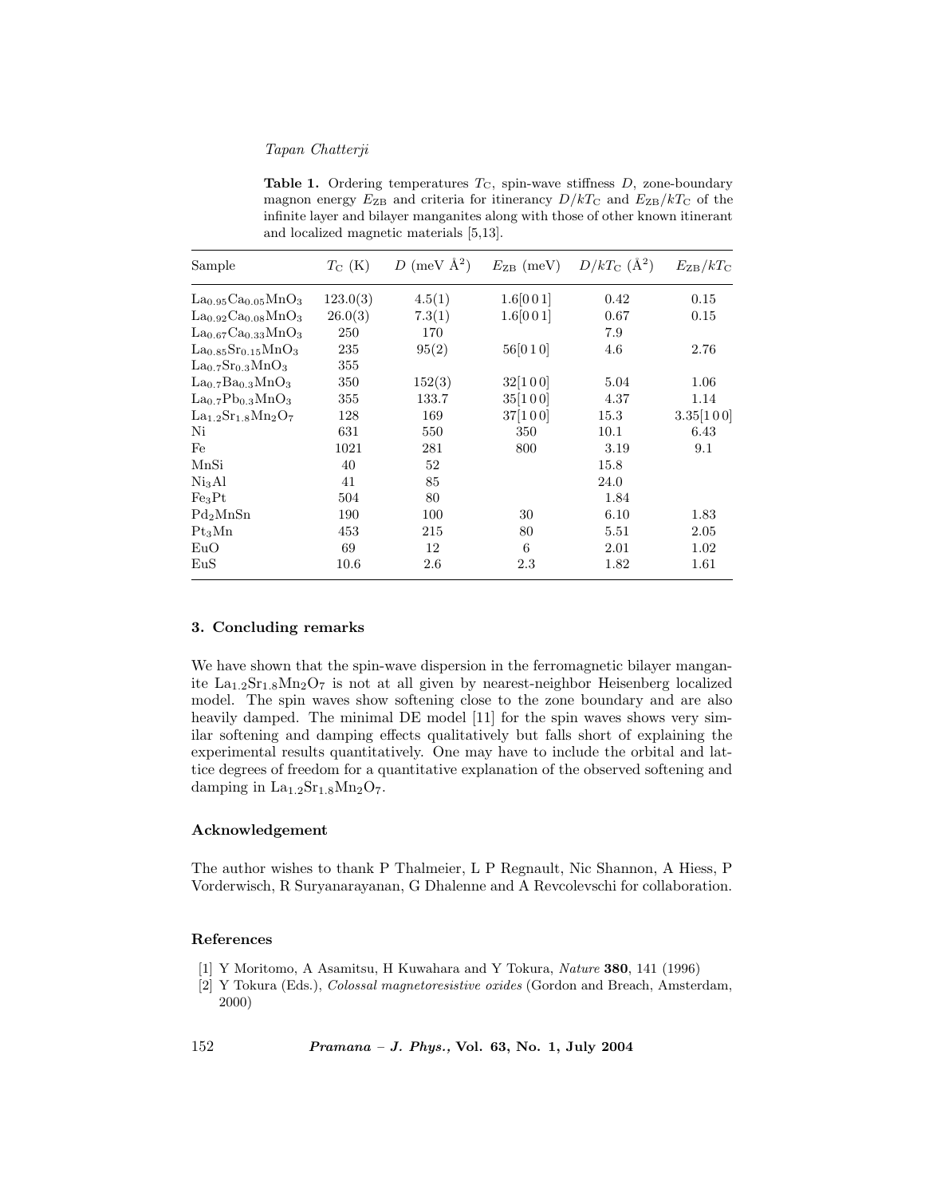**Table 1.** Ordering temperatures $T_C$, spin-wave stiffness $D$, zone-boundary magnon energy $E_{ZB}$ and criteria for itinerancy $D/kT_C$ and $E_{ZB}/kT_C$ of the infinite layer and bilayer manganites along with those of other known itinerant and localized magnetic materials [5,13].

| Sample | $T_C$ (K) | $D$ (meV Å$^2$) | $E_{ZB}$ (meV) | $D/kT_C$ (Å$^2$) | $E_{ZB}/kT_C$ |
|---|---|---|---|---|---|
| $La_{0.95}Ca_{0.05}MnO_3$ | 123.0(3) | 4.5(1) | 1.6[0 0 1] | 0.42 | 0.15 |
| $La_{0.92}Ca_{0.08}MnO_3$ | 26.0(3) | 7.3(1) | 1.6[0 0 1] | 0.67 | 0.15 |
| $La_{0.67}Ca_{0.33}MnO_3$ | 250 | 170 | | 7.9 | |
| $La_{0.85}Sr_{0.15}MnO_3$ | 235 | 95(2) | 56[0 1 0] | 4.6 | 2.76 |
| $La_{0.7}Sr_{0.3}MnO_3$ | 355 | | | | |
| $La_{0.7}Ba_{0.3}MnO_3$ | 350 | 152(3) | 32[1 0 0] | 5.04 | 1.06 |
| $La_{0.7}Pb_{0.3}MnO_3$ | 355 | 133.7 | 35[1 0 0] | 4.37 | 1.14 |
| $La_{1.2}Sr_{1.8}Mn_2O_7$ | 128 | 169 | 37[1 0 0] | 15.3 | 3.35[1 0 0] |
| Ni | 631 | 550 | 350 | 10.1 | 6.43 |
| Fe | 1021 | 281 | 800 | 3.19 | 9.1 |
| MnSi | 40 | 52 | | 15.8 | |
| $Ni_3Al$ | 41 | 85 | | 24.0 | |
| $Fe_3Pt$ | 504 | 80 | | 1.84 | |
| $Pd_2MnSn$ | 190 | 100 | 30 | 6.10 | 1.83 |
| $Pt_3Mn$ | 453 | 215 | 80 | 5.51 | 2.05 |
| EuO | 69 | 12 | 6 | 2.01 | 1.02 |
| EuS | 10.6 | 2.6 | 2.3 | 1.82 | 1.61 |

## 3. Concluding remarks

We have shown that the spin-wave dispersion in the ferromagnetic bilayer manganite $La_{1.2}Sr_{1.8}Mn_2O_7$ is not at all given by nearest-neighbor Heisenberg localized model. The spin waves show softening close to the zone boundary and are also heavily damped. The minimal DE model [11] for the spin waves shows very similar softening and damping effects qualitatively but falls short of explaining the experimental results quantitatively. One may have to include the orbital and lattice degrees of freedom for a quantitative explanation of the observed softening and damping in $La_{1.2}Sr_{1.8}Mn_2O_7$.

## Acknowledgement

The author wishes to thank P Thalmeier, L P Regnault, Nic Shannon, A Hiess, P Vorderwisch, R Suryanarayanan, G Dhalenne and A Revcolevschi for collaboration.

## References

[1] Y Moritomo, A Asamitsu, H Kuwahara and Y Tokura, *Nature* **380**, 141 (1996)

[2] Y Tokura (Eds.), *Colossal magnetoresistive oxides* (Gordon and Breach, Amsterdam, 2000)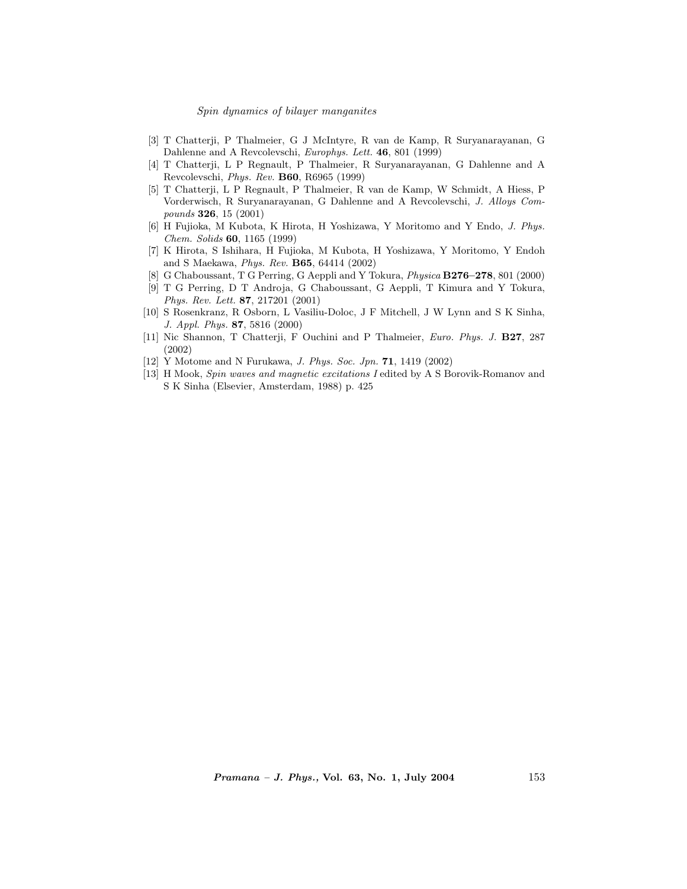[3] T Chatterji, P Thalmeier, G J McIntyre, R van de Kamp, R Suryanarayanan, G Dahlenne and A Revcolevschi, *Europhys. Lett.* **46**, 801 (1999)

[4] T Chatterji, L P Regnault, P Thalmeier, R Suryanarayanan, G Dahlenne and A Revcolevschi, *Phys. Rev.* **B60**, R6965 (1999)

[5] T Chatterji, L P Regnault, P Thalmeier, R van de Kamp, W Schmidt, A Hiess, P Vorderwisch, R Suryanarayanan, G Dahlenne and A Revcolevschi, *J. Alloys Compounds* **326**, 15 (2001)

[6] H Fujioka, M Kubota, K Hirota, H Yoshizawa, Y Moritomo and Y Endo, *J. Phys. Chem. Solids* **60**, 1165 (1999)

[7] K Hirota, S Ishihara, H Fujioka, M Kubota, H Yoshizawa, Y Moritomo, Y Endoh and S Maekawa, *Phys. Rev.* **B65**, 64414 (2002)

[8] G Chaboussant, T G Perring, G Aeppli and Y Tokura, *Physica* **B276–278**, 801 (2000)

[9] T G Perring, D T Androja, G Chaboussant, G Aeppli, T Kimura and Y Tokura, *Phys. Rev. Lett.* **87**, 217201 (2001)

[10] S Rosenkranz, R Osborn, L Vasiliu-Doloc, J F Mitchell, J W Lynn and S K Sinha, *J. Appl. Phys.* **87**, 5816 (2000)

[11] Nic Shannon, T Chatterji, F Ouchini and P Thalmeier, *Euro. Phys. J.* **B27**, 287 (2002)

[12] Y Motome and N Furukawa, *J. Phys. Soc. Jpn.* **71**, 1419 (2002)

[13] H Mook, *Spin waves and magnetic excitations I* edited by A S Borovik-Romanov and S K Sinha (Elsevier, Amsterdam, 1988) p. 425